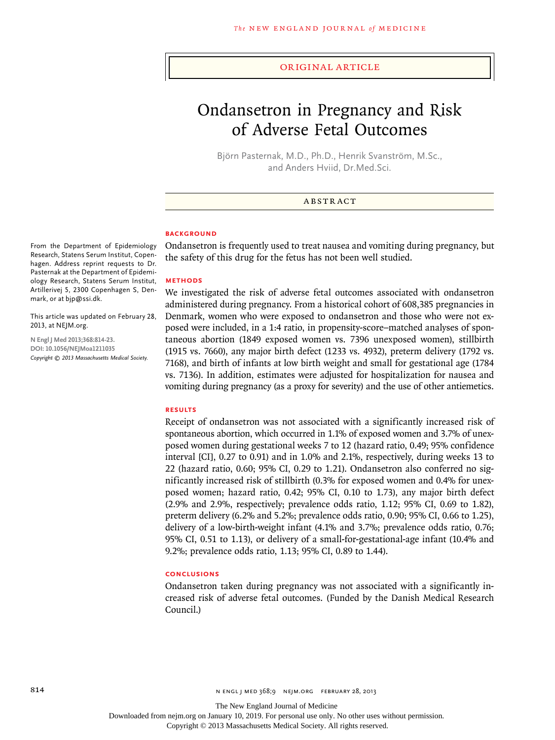ORIGINAL ARTICLE

# Ondansetron in Pregnancy and Risk of Adverse Fetal Outcomes

Björn Pasternak, M.D., Ph.D., Henrik Svanström, M.Sc., and Anders Hviid, Dr.Med.Sci.

## ABSTRACT

### BACKGROUND

Ondansetron is frequently used to treat nausea and vomiting during pregnancy, but the safety of this drug for the fetus has not been well studied.

### METHODS

We investigated the risk of adverse fetal outcomes associated with ondansetron administered during pregnancy. From a historical cohort of 608,385 pregnancies in Denmark, women who were exposed to ondansetron and those who were not exposed were included, in a 1:4 ratio, in propensity-score–matched analyses of spontaneous abortion (1849 exposed women vs. 7396 unexposed women), stillbirth (1915 vs. 7660), any major birth defect (1233 vs. 4932), preterm delivery (1792 vs. 7168), and birth of infants at low birth weight and small for gestational age (1784 vs. 7136). In addition, estimates were adjusted for hospitalization for nausea and vomiting during pregnancy (as a proxy for severity) and the use of other antiemetics.

### RESULTS

Receipt of ondansetron was not associated with a significantly increased risk of spontaneous abortion, which occurred in 1.1% of exposed women and 3.7% of unexposed women during gestational weeks 7 to 12 (hazard ratio, 0.49; 95% confidence interval [CI], 0.27 to 0.91) and in 1.0% and 2.1%, respectively, during weeks 13 to 22 (hazard ratio, 0.60; 95% CI, 0.29 to 1.21). Ondansetron also conferred no significantly increased risk of stillbirth (0.3% for exposed women and 0.4% for unexposed women; hazard ratio, 0.42; 95% CI, 0.10 to 1.73), any major birth defect (2.9% and 2.9%, respectively; prevalence odds ratio, 1.12; 95% CI, 0.69 to 1.82), preterm delivery (6.2% and 5.2%; prevalence odds ratio, 0.90; 95% CI, 0.66 to 1.25), delivery of a low-birth-weight infant (4.1% and 3.7%; prevalence odds ratio, 0.76; 95% CI, 0.51 to 1.13), or delivery of a small-for-gestational-age infant (10.4% and 9.2%; prevalence odds ratio, 1.13; 95% CI, 0.89 to 1.44).

### CONCLUSIONS

Ondansetron taken during pregnancy was not associated with a significantly increased risk of adverse fetal outcomes. (Funded by the Danish Medical Research Council.)

From the Department of Epidemiology Research, Statens Serum Institut, Copenhagen. Address reprint requests to Dr. Pasternak at the Department of Epidemiology Research, Statens Serum Institut, Artillerivej 5, 2300 Copenhagen S, Denmark, or at bjp@ssi.dk.

This article was updated on February 28, 2013, at NEJM.org.

N Engl J Med 2013;368:814-23.
DOI: 10.1056/NEJMoa1211035
*Copyright © 2013 Massachusetts Medical Society.*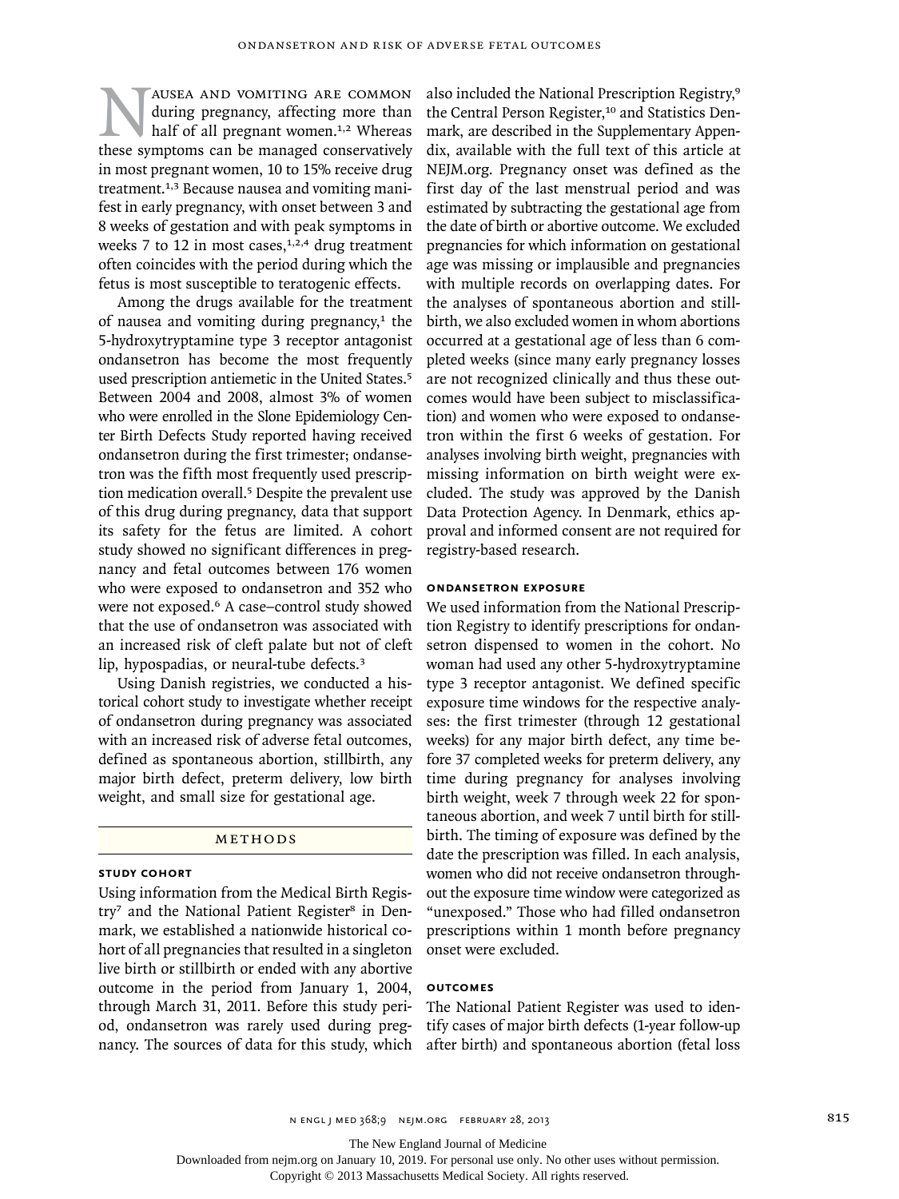Nausea and vomiting are common during pregnancy, affecting more than half of all pregnant women.[1,2] Whereas these symptoms can be managed conservatively in most pregnant women, 10 to 15% receive drug treatment.[1,3] Because nausea and vomiting manifest in early pregnancy, with onset between 3 and 8 weeks of gestation and with peak symptoms in weeks 7 to 12 in most cases,[1,2,4] drug treatment often coincides with the period during which the fetus is most susceptible to teratogenic effects.

Among the drugs available for the treatment of nausea and vomiting during pregnancy,[1] the 5-hydroxytryptamine type 3 receptor antagonist ondansetron has become the most frequently used prescription antiemetic in the United States.[5] Between 2004 and 2008, almost 3% of women who were enrolled in the Slone Epidemiology Center Birth Defects Study reported having received ondansetron during the first trimester; ondansetron was the fifth most frequently used prescription medication overall.[5] Despite the prevalent use of this drug during pregnancy, data that support its safety for the fetus are limited. A cohort study showed no significant differences in pregnancy and fetal outcomes between 176 women who were exposed to ondansetron and 352 who were not exposed.[6] A case–control study showed that the use of ondansetron was associated with an increased risk of cleft palate but not of cleft lip, hypospadias, or neural-tube defects.[3]

Using Danish registries, we conducted a historical cohort study to investigate whether receipt of ondansetron during pregnancy was associated with an increased risk of adverse fetal outcomes, defined as spontaneous abortion, stillbirth, any major birth defect, preterm delivery, low birth weight, and small size for gestational age.

## Methods

### Study Cohort

Using information from the Medical Birth Registry[7] and the National Patient Register[8] in Denmark, we established a nationwide historical cohort of all pregnancies that resulted in a singleton live birth or stillbirth or ended with any abortive outcome in the period from January 1, 2004, through March 31, 2011. Before this study period, ondansetron was rarely used during pregnancy. The sources of data for this study, which also included the National Prescription Registry,[9] the Central Person Register,[10] and Statistics Denmark, are described in the Supplementary Appendix, available with the full text of this article at NEJM.org. Pregnancy onset was defined as the first day of the last menstrual period and was estimated by subtracting the gestational age from the date of birth or abortive outcome. We excluded pregnancies for which information on gestational age was missing or implausible and pregnancies with multiple records on overlapping dates. For the analyses of spontaneous abortion and stillbirth, we also excluded women in whom abortions occurred at a gestational age of less than 6 completed weeks (since many early pregnancy losses are not recognized clinically and thus these outcomes would have been subject to misclassification) and women who were exposed to ondansetron within the first 6 weeks of gestation. For analyses involving birth weight, pregnancies with missing information on birth weight were excluded. The study was approved by the Danish Data Protection Agency. In Denmark, ethics approval and informed consent are not required for registry-based research.

### Ondansetron Exposure

We used information from the National Prescription Registry to identify prescriptions for ondansetron dispensed to women in the cohort. No woman had used any other 5-hydroxytryptamine type 3 receptor antagonist. We defined specific exposure time windows for the respective analyses: the first trimester (through 12 gestational weeks) for any major birth defect, any time before 37 completed weeks for preterm delivery, any time during pregnancy for analyses involving birth weight, week 7 through week 22 for spontaneous abortion, and week 7 until birth for stillbirth. The timing of exposure was defined by the date the prescription was filled. In each analysis, women who did not receive ondansetron throughout the exposure time window were categorized as "unexposed." Those who had filled ondansetron prescriptions within 1 month before pregnancy onset were excluded.

### Outcomes

The National Patient Register was used to identify cases of major birth defects (1-year follow-up after birth) and spontaneous abortion (fetal loss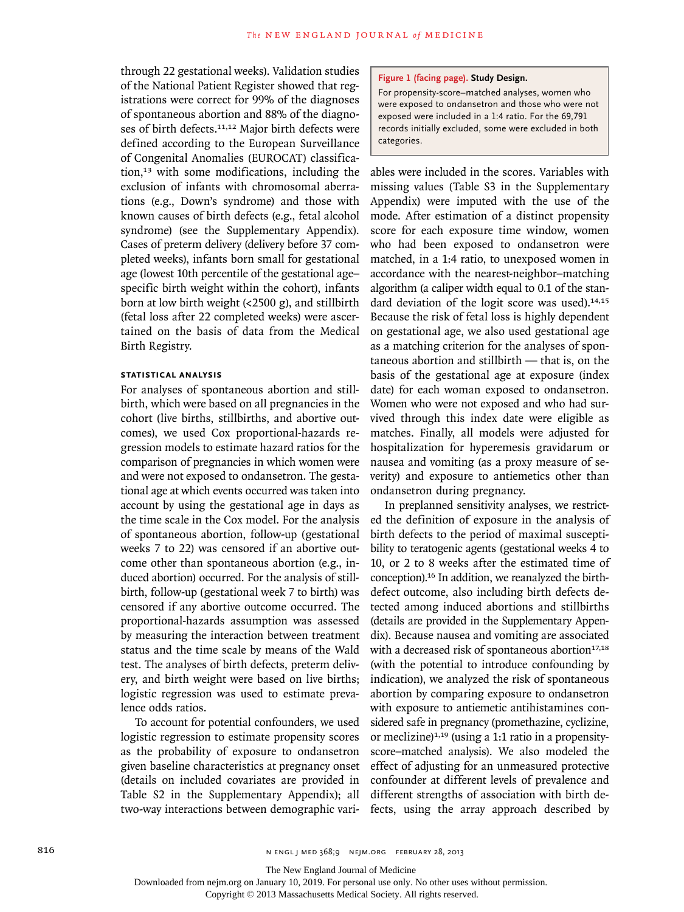through 22 gestational weeks). Validation studies of the National Patient Register showed that registrations were correct for 99% of the diagnoses of spontaneous abortion and 88% of the diagnoses of birth defects.[11,12] Major birth defects were defined according to the European Surveillance of Congenital Anomalies (EUROCAT) classification,[13] with some modifications, including the exclusion of infants with chromosomal aberrations (e.g., Down's syndrome) and those with known causes of birth defects (e.g., fetal alcohol syndrome) (see the Supplementary Appendix). Cases of preterm delivery (delivery before 37 completed weeks), infants born small for gestational age (lowest 10th percentile of the gestational age–specific birth weight within the cohort), infants born at low birth weight (<2500 g), and stillbirth (fetal loss after 22 completed weeks) were ascertained on the basis of data from the Medical Birth Registry.

### STATISTICAL ANALYSIS

For analyses of spontaneous abortion and stillbirth, which were based on all pregnancies in the cohort (live births, stillbirths, and abortive outcomes), we used Cox proportional-hazards regression models to estimate hazard ratios for the comparison of pregnancies in which women were and were not exposed to ondansetron. The gestational age at which events occurred was taken into account by using the gestational age in days as the time scale in the Cox model. For the analysis of spontaneous abortion, follow-up (gestational weeks 7 to 22) was censored if an abortive outcome other than spontaneous abortion (e.g., induced abortion) occurred. For the analysis of stillbirth, follow-up (gestational week 7 to birth) was censored if any abortive outcome occurred. The proportional-hazards assumption was assessed by measuring the interaction between treatment status and the time scale by means of the Wald test. The analyses of birth defects, preterm delivery, and birth weight were based on live births; logistic regression was used to estimate prevalence odds ratios.

To account for potential confounders, we used logistic regression to estimate propensity scores as the probability of exposure to ondansetron given baseline characteristics at pregnancy onset (details on included covariates are provided in Table S2 in the Supplementary Appendix); all two-way interactions between demographic variables were included in the scores. Variables with missing values (Table S3 in the Supplementary Appendix) were imputed with the use of the mode. After estimation of a distinct propensity score for each exposure time window, women who had been exposed to ondansetron were matched, in a 1:4 ratio, to unexposed women in accordance with the nearest-neighbor–matching algorithm (a caliper width equal to 0.1 of the standard deviation of the logit score was used).[14,15] Because the risk of fetal loss is highly dependent on gestational age, we also used gestational age as a matching criterion for the analyses of spontaneous abortion and stillbirth — that is, on the basis of the gestational age at exposure (index date) for each woman exposed to ondansetron. Women who were not exposed and who had survived through this index date were eligible as matches. Finally, all models were adjusted for hospitalization for hyperemesis gravidarum or nausea and vomiting (as a proxy measure of severity) and exposure to antiemetics other than ondansetron during pregnancy.

In preplanned sensitivity analyses, we restricted the definition of exposure in the analysis of birth defects to the period of maximal susceptibility to teratogenic agents (gestational weeks 4 to 10, or 2 to 8 weeks after the estimated time of conception).[16] In addition, we reanalyzed the birth-defect outcome, also including birth defects detected among induced abortions and stillbirths (details are provided in the Supplementary Appendix). Because nausea and vomiting are associated with a decreased risk of spontaneous abortion[17,18] (with the potential to introduce confounding by indication), we analyzed the risk of spontaneous abortion by comparing exposure to ondansetron with exposure to antiemetic antihistamines considered safe in pregnancy (promethazine, cyclizine, or meclizine)[1,19] (using a 1:1 ratio in a propensity-score–matched analysis). We also modeled the effect of adjusting for an unmeasured protective confounder at different levels of prevalence and different strengths of association with birth defects, using the array approach described by

**Figure 1 (facing page). Study Design.**
For propensity-score–matched analyses, women who were exposed to ondansetron and those who were not exposed were included in a 1:4 ratio. For the 69,791 records initially excluded, some were excluded in both categories.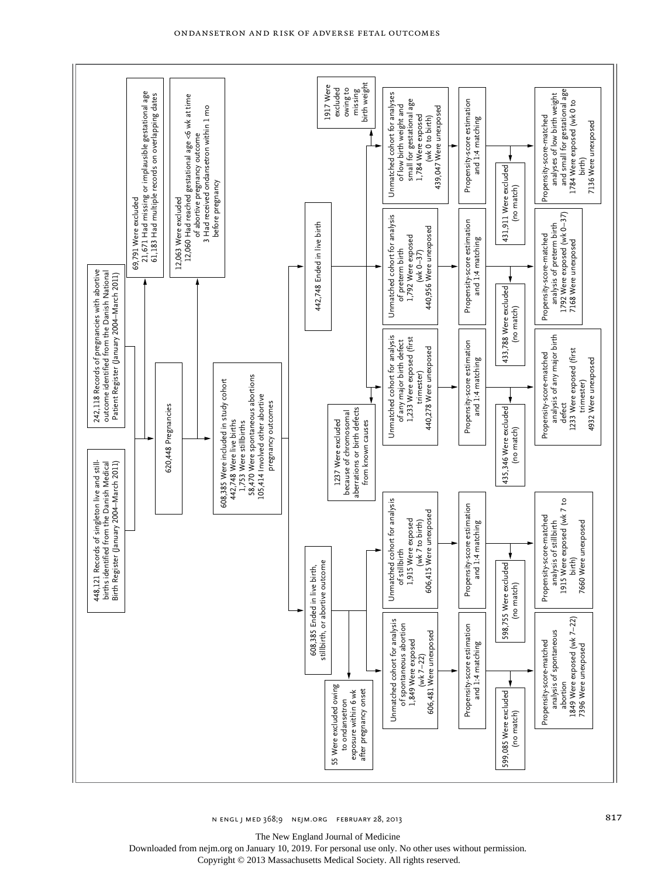448,121 Records of singleton live and stillbirths identified from the Danish Medical Birth Register (January 2004–March 2011)

242,118 Records of pregnancies with abortive outcome identified from the Danish National Patient Register (January 2004–March 2011)

69,791 Were excluded
- 21,671 Had missing or implausible gestational age
- 61,183 Had multiple records on overlapping dates

620,448 Pregnancies

12,063 Were excluded
- 12,060 Had reached gestational age <6 wk at time of abortive pregnancy outcome
- 3 Had received ondansetron within 1 mo before pregnancy

608,385 Were included in study cohort
- 442,748 Were live births
- 1,753 Were stillbirths
- 58,470 Were spontaneous abortions
- 105,414 Involved other abortive pregnancy outcomes

608,385 Ended in live birth, stillbirth, or abortive outcome

55 Were excluded owing to ondansetron exposure within 6 wk after pregnancy onset

Unmatched cohort for analysis of spontaneous abortion
- 1,849 Were exposed (wk 7–22)
- 606,481 Were unexposed

Propensity-score estimation and 1:4 matching

599,085 Were excluded (no match)

Propensity-score–matched analysis of spontaneous abortion
- 1849 Were exposed (wk 7–22)
- 7396 Were unexposed

Unmatched cohort for analysis of stillbirth
- 1,915 Were exposed (wk 7 to birth)
- 606,415 Were unexposed

Propensity-score estimation and 1:4 matching

598,755 Were excluded (no match)

Propensity-score–matched analysis of stillbirth
- 1915 Were exposed (wk 7 to birth)
- 7660 Were unexposed

442,748 Ended in live birth

1237 Were excluded because of chromosomal aberrations or birth defects from known causes

Unmatched cohort for analysis of any major birth defect
- 1,233 Were exposed (first trimester)
- 440,278 Were unexposed

Propensity-score estimation and 1:4 matching

435,346 Were excluded (no match)

Propensity-score–matched analysis of any major birth defect
- 1233 Were exposed (first trimester)
- 4932 Were unexposed

Unmatched cohort for analysis of preterm birth
- 1,792 Were exposed (wk 0–37)
- 440,956 Were unexposed

Propensity-score estimation and 1:4 matching

433,788 Were excluded (no match)

Propensity-score–matched analysis of preterm birth
- 1792 Were exposed (wk 0–37)
- 7168 Were unexposed

1917 Were excluded owing to missing birth weight

Unmatched cohort for analyses of low birth weight and small for gestational age
- 1,784 Were exposed (wk 0 to birth)
- 439,047 Were unexposed

Propensity-score estimation and 1:4 matching

431,911 Were excluded (no match)

Propensity-score–matched analyses of low birth weight and small for gestational age
- 1784 Were exposed (wk 0 to birth)
- 7136 Were unexposed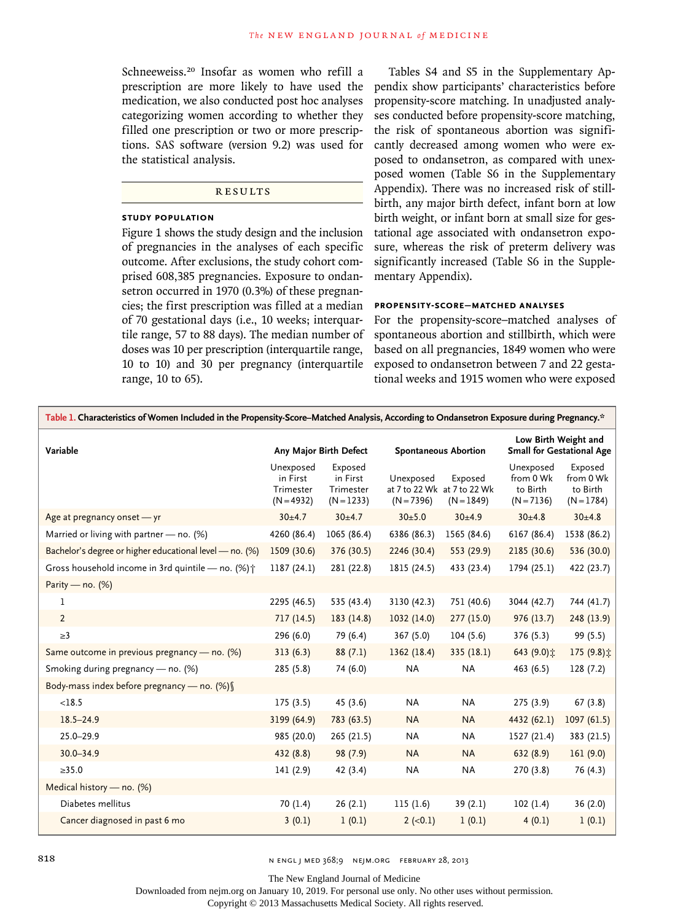Schneeweiss.[20] Insofar as women who refill a prescription are more likely to have used the medication, we also conducted post hoc analyses categorizing women according to whether they filled one prescription or two or more prescriptions. SAS software (version 9.2) was used for the statistical analysis.

## RESULTS

### STUDY POPULATION

Figure 1 shows the study design and the inclusion of pregnancies in the analyses of each specific outcome. After exclusions, the study cohort comprised 608,385 pregnancies. Exposure to ondansetron occurred in 1970 (0.3%) of these pregnancies; the first prescription was filled at a median of 70 gestational days (i.e., 10 weeks; interquartile range, 57 to 88 days). The median number of doses was 10 per prescription (interquartile range, 10 to 10) and 30 per pregnancy (interquartile range, 10 to 65).

Tables S4 and S5 in the Supplementary Appendix show participants' characteristics before propensity-score matching. In unadjusted analyses conducted before propensity-score matching, the risk of spontaneous abortion was significantly decreased among women who were exposed to ondansetron, as compared with unexposed women (Table S6 in the Supplementary Appendix). There was no increased risk of stillbirth, any major birth defect, infant born at low birth weight, or infant born at small size for gestational age associated with ondansetron exposure, whereas the risk of preterm delivery was significantly increased (Table S6 in the Supplementary Appendix).

### PROPENSITY-SCORE–MATCHED ANALYSES

For the propensity-score–matched analyses of spontaneous abortion and stillbirth, which were based on all pregnancies, 1849 women who were exposed to ondansetron between 7 and 22 gestational weeks and 1915 women who were exposed

**Table 1. Characteristics of Women Included in the Propensity-Score–Matched Analysis, According to Ondansetron Exposure during Pregnancy.***

| Variable | Any Major Birth Defect | | Spontaneous Abortion | | Low Birth Weight and Small for Gestational Age | |
|---|---|---|---|---|---|---|
| | Unexposed in First Trimester (N=4932) | Exposed in First Trimester (N=1233) | Unexposed at 7 to 22 Wk (N=7396) | Exposed at 7 to 22 Wk (N=1849) | Unexposed from 0 Wk to Birth (N=7136) | Exposed from 0 Wk to Birth (N=1784) |
| Age at pregnancy onset — yr | 30±4.7 | 30±4.7 | 30±5.0 | 30±4.9 | 30±4.8 | 30±4.8 |
| Married or living with partner — no. (%) | 4260 (86.4) | 1065 (86.4) | 6386 (86.3) | 1565 (84.6) | 6167 (86.4) | 1538 (86.2) |
| Bachelor's degree or higher educational level — no. (%) | 1509 (30.6) | 376 (30.5) | 2246 (30.4) | 553 (29.9) | 2185 (30.6) | 536 (30.0) |
| Gross household income in 3rd quintile — no. (%)† | 1187 (24.1) | 281 (22.8) | 1815 (24.5) | 433 (23.4) | 1794 (25.1) | 422 (23.7) |
| Parity — no. (%) | | | | | | |
| 1 | 2295 (46.5) | 535 (43.4) | 3130 (42.3) | 751 (40.6) | 3044 (42.7) | 744 (41.7) |
| 2 | 717 (14.5) | 183 (14.8) | 1032 (14.0) | 277 (15.0) | 976 (13.7) | 248 (13.9) |
| ≥3 | 296 (6.0) | 79 (6.4) | 367 (5.0) | 104 (5.6) | 376 (5.3) | 99 (5.5) |
| Same outcome in previous pregnancy — no. (%) | 313 (6.3) | 88 (7.1) | 1362 (18.4) | 335 (18.1) | 643 (9.0)‡ | 175 (9.8)‡ |
| Smoking during pregnancy — no. (%) | 285 (5.8) | 74 (6.0) | NA | NA | 463 (6.5) | 128 (7.2) |
| Body-mass index before pregnancy — no. (%)§ | | | | | | |
| <18.5 | 175 (3.5) | 45 (3.6) | NA | NA | 275 (3.9) | 67 (3.8) |
| 18.5–24.9 | 3199 (64.9) | 783 (63.5) | NA | NA | 4432 (62.1) | 1097 (61.5) |
| 25.0–29.9 | 985 (20.0) | 265 (21.5) | NA | NA | 1527 (21.4) | 383 (21.5) |
| 30.0–34.9 | 432 (8.8) | 98 (7.9) | NA | NA | 632 (8.9) | 161 (9.0) |
| ≥35.0 | 141 (2.9) | 42 (3.4) | NA | NA | 270 (3.8) | 76 (4.3) |
| Medical history — no. (%) | | | | | | |
| Diabetes mellitus | 70 (1.4) | 26 (2.1) | 115 (1.6) | 39 (2.1) | 102 (1.4) | 36 (2.0) |
| Cancer diagnosed in past 6 mo | 3 (0.1) | 1 (0.1) | 2 (<0.1) | 1 (0.1) | 4 (0.1) | 1 (0.1) |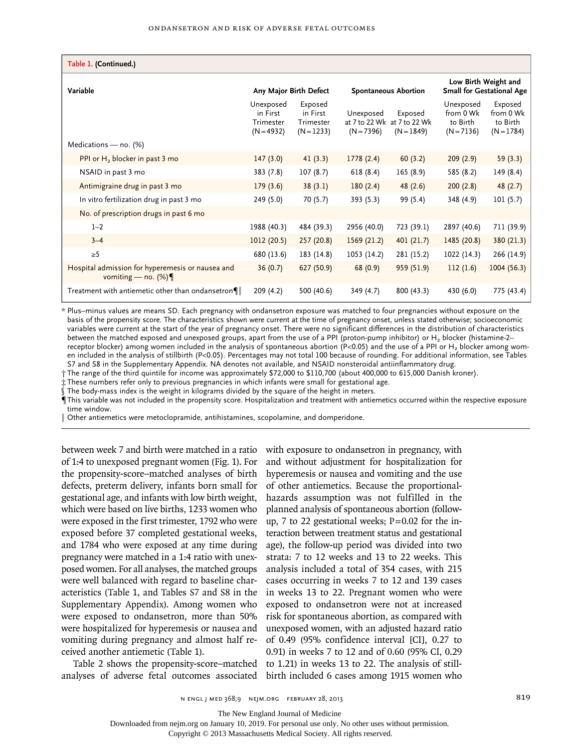**Table 1. (Continued.)**

| Variable | Any Major Birth Defect | | Spontaneous Abortion | | Low Birth Weight and Small for Gestational Age | |
|---|---|---|---|---|---|---|
| | Unexposed in First Trimester (N=4932) | Exposed in First Trimester (N=1233) | Unexposed at 7 to 22 Wk (N=7396) | Exposed at 7 to 22 Wk (N=1849) | Unexposed from 0 Wk to Birth (N=7136) | Exposed from 0 Wk to Birth (N=1784) |
| Medications — no. (%) | | | | | | |
| PPI or $H_2$ blocker in past 3 mo | 147 (3.0) | 41 (3.3) | 1778 (2.4) | 60 (3.2) | 209 (2.9) | 59 (3.3) |
| NSAID in past 3 mo | 383 (7.8) | 107 (8.7) | 618 (8.4) | 165 (8.9) | 585 (8.2) | 149 (8.4) |
| Antimigraine drug in past 3 mo | 179 (3.6) | 38 (3.1) | 180 (2.4) | 48 (2.6) | 200 (2.8) | 48 (2.7) |
| In vitro fertilization drug in past 3 mo | 249 (5.0) | 70 (5.7) | 393 (5.3) | 99 (5.4) | 348 (4.9) | 101 (5.7) |
| No. of prescription drugs in past 6 mo | | | | | | |
| 1–2 | 1988 (40.3) | 484 (39.3) | 2956 (40.0) | 723 (39.1) | 2897 (40.6) | 711 (39.9) |
| 3–4 | 1012 (20.5) | 257 (20.8) | 1569 (21.2) | 401 (21.7) | 1485 (20.8) | 380 (21.3) |
| ≥5 | 680 (13.6) | 183 (14.8) | 1053 (14.2) | 281 (15.2) | 1022 (14.3) | 266 (14.9) |
| Hospital admission for hyperemesis or nausea and vomiting — no. (%)¶ | 36 (0.7) | 627 (50.9) | 68 (0.9) | 959 (51.9) | 112 (1.6) | 1004 (56.3) |
| Treatment with antiemetic other than ondansetron¶‖ | 209 (4.2) | 500 (40.6) | 349 (4.7) | 800 (43.3) | 430 (6.0) | 775 (43.4) |

\* Plus–minus values are means SD. Each pregnancy with ondansetron exposure was matched to four pregnancies without exposure on the basis of the propensity score. The characteristics shown were current at the time of pregnancy onset, unless stated otherwise; socioeconomic variables were current at the start of the year of pregnancy onset. There were no significant differences in the distribution of characteristics between the matched exposed and unexposed groups, apart from the use of a PPI (proton-pump inhibitor) or $H_2$ blocker (histamine-2–receptor blocker) among women included in the analysis of spontaneous abortion ($P<0.05$) and the use of a PPI or $H_2$ blocker among women included in the analysis of stillbirth ($P<0.05$). Percentages may not total 100 because of rounding. For additional information, see Tables S7 and S8 in the Supplementary Appendix. NA denotes not available, and NSAID nonsteroidal antiinflammatory drug.

† The range of the third quintile for income was approximately $72,000 to $110,700 (about 400,000 to 615,000 Danish kroner).

‡ These numbers refer only to previous pregnancies in which infants were small for gestational age.

§ The body-mass index is the weight in kilograms divided by the square of the height in meters.

¶ This variable was not included in the propensity score. Hospitalization and treatment with antiemetics occurred within the respective exposure time window.

‖ Other antiemetics were metoclopramide, antihistamines, scopolamine, and domperidone.

between week 7 and birth were matched in a ratio of 1:4 to unexposed pregnant women (Fig. 1). For the propensity-score–matched analyses of birth defects, preterm delivery, infants born small for gestational age, and infants with low birth weight, which were based on live births, 1233 women who were exposed in the first trimester, 1792 who were exposed before 37 completed gestational weeks, and 1784 who were exposed at any time during pregnancy were matched in a 1:4 ratio with unexposed women. For all analyses, the matched groups were well balanced with regard to baseline characteristics (Table 1, and Tables S7 and S8 in the Supplementary Appendix). Among women who were exposed to ondansetron, more than 50% were hospitalized for hyperemesis or nausea and vomiting during pregnancy and almost half received another antiemetic (Table 1).

Table 2 shows the propensity-score–matched analyses of adverse fetal outcomes associated with exposure to ondansetron in pregnancy, with and without adjustment for hospitalization for hyperemesis or nausea and vomiting and the use of other antiemetics. Because the proportional-hazards assumption was not fulfilled in the planned analysis of spontaneous abortion (follow-up, 7 to 22 gestational weeks; P=0.02 for the interaction between treatment status and gestational age), the follow-up period was divided into two strata: 7 to 12 weeks and 13 to 22 weeks. This analysis included a total of 354 cases, with 215 cases occurring in weeks 7 to 12 and 139 cases in weeks 13 to 22. Pregnant women who were exposed to ondansetron were not at increased risk for spontaneous abortion, as compared with unexposed women, with an adjusted hazard ratio of 0.49 (95% confidence interval [CI], 0.27 to 0.91) in weeks 7 to 12 and of 0.60 (95% CI, 0.29 to 1.21) in weeks 13 to 22. The analysis of stillbirth included 6 cases among 1915 women who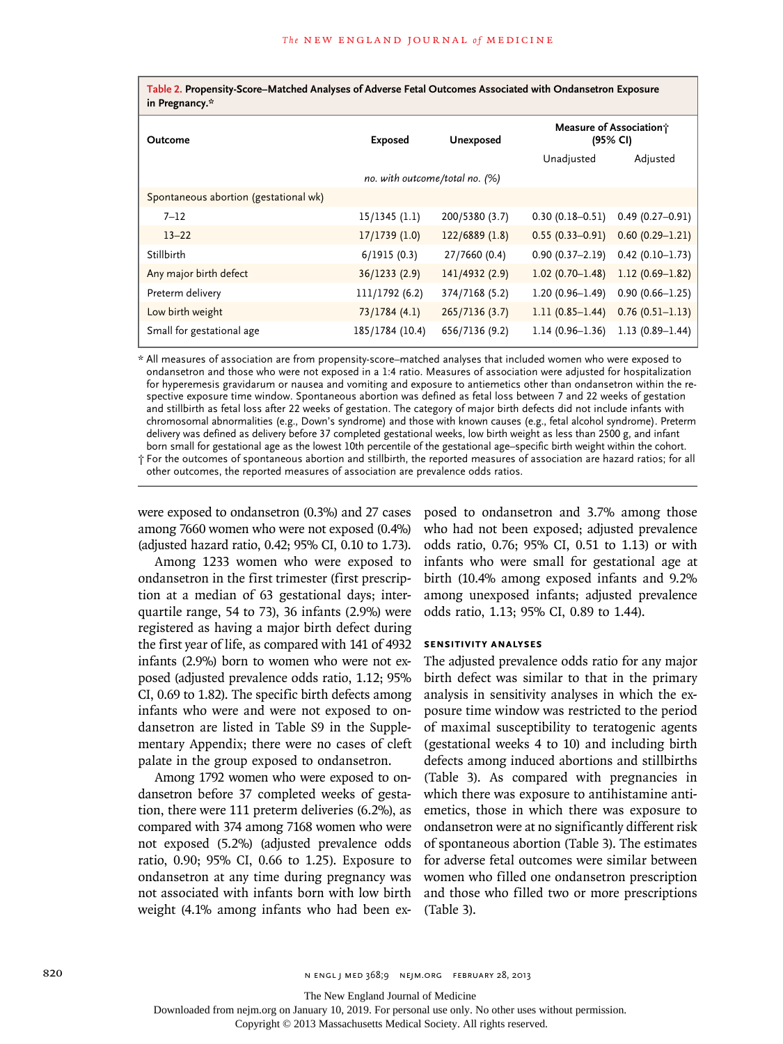**Table 2. Propensity-Score–Matched Analyses of Adverse Fetal Outcomes Associated with Ondansetron Exposure in Pregnancy.***

| Outcome | Exposed | Unexposed | Measure of Association† (95% CI) | |
|---|---|---|---|---|
| | | | Unadjusted | Adjusted |
| | *no. with outcome/total no. (%)* | | | |
| Spontaneous abortion (gestational wk) | | | | |
| 7–12 | 15/1345 (1.1) | 200/5380 (3.7) | 0.30 (0.18–0.51) | 0.49 (0.27–0.91) |
| 13–22 | 17/1739 (1.0) | 122/6889 (1.8) | 0.55 (0.33–0.91) | 0.60 (0.29–1.21) |
| Stillbirth | 6/1915 (0.3) | 27/7660 (0.4) | 0.90 (0.37–2.19) | 0.42 (0.10–1.73) |
| Any major birth defect | 36/1233 (2.9) | 141/4932 (2.9) | 1.02 (0.70–1.48) | 1.12 (0.69–1.82) |
| Preterm delivery | 111/1792 (6.2) | 374/7168 (5.2) | 1.20 (0.96–1.49) | 0.90 (0.66–1.25) |
| Low birth weight | 73/1784 (4.1) | 265/7136 (3.7) | 1.11 (0.85–1.44) | 0.76 (0.51–1.13) |
| Small for gestational age | 185/1784 (10.4) | 656/7136 (9.2) | 1.14 (0.96–1.36) | 1.13 (0.89–1.44) |

\* All measures of association are from propensity-score–matched analyses that included women who were exposed to ondansetron and those who were not exposed in a 1:4 ratio. Measures of association were adjusted for hospitalization for hyperemesis gravidarum or nausea and vomiting and exposure to antiemetics other than ondansetron within the respective exposure time window. Spontaneous abortion was defined as fetal loss between 7 and 22 weeks of gestation and stillbirth as fetal loss after 22 weeks of gestation. The category of major birth defects did not include infants with chromosomal abnormalities (e.g., Down's syndrome) and those with known causes (e.g., fetal alcohol syndrome). Preterm delivery was defined as delivery before 37 completed gestational weeks, low birth weight as less than 2500 g, and infant born small for gestational age as the lowest 10th percentile of the gestational age–specific birth weight within the cohort.

† For the outcomes of spontaneous abortion and stillbirth, the reported measures of association are hazard ratios; for all other outcomes, the reported measures of association are prevalence odds ratios.

were exposed to ondansetron (0.3%) and 27 cases among 7660 women who were not exposed (0.4%) (adjusted hazard ratio, 0.42; 95% CI, 0.10 to 1.73).

Among 1233 women who were exposed to ondansetron in the first trimester (first prescription at a median of 63 gestational days; interquartile range, 54 to 73), 36 infants (2.9%) were registered as having a major birth defect during the first year of life, as compared with 141 of 4932 infants (2.9%) born to women who were not exposed (adjusted prevalence odds ratio, 1.12; 95% CI, 0.69 to 1.82). The specific birth defects among infants who were and were not exposed to ondansetron are listed in Table S9 in the Supplementary Appendix; there were no cases of cleft palate in the group exposed to ondansetron.

Among 1792 women who were exposed to ondansetron before 37 completed weeks of gestation, there were 111 preterm deliveries (6.2%), as compared with 374 among 7168 women who were not exposed (5.2%) (adjusted prevalence odds ratio, 0.90; 95% CI, 0.66 to 1.25). Exposure to ondansetron at any time during pregnancy was not associated with infants born with low birth weight (4.1% among infants who had been exposed to ondansetron and 3.7% among those who had not been exposed; adjusted prevalence odds ratio, 0.76; 95% CI, 0.51 to 1.13) or with infants who were small for gestational age at birth (10.4% among exposed infants and 9.2% among unexposed infants; adjusted prevalence odds ratio, 1.13; 95% CI, 0.89 to 1.44).

### SENSITIVITY ANALYSES

The adjusted prevalence odds ratio for any major birth defect was similar to that in the primary analysis in sensitivity analyses in which the exposure time window was restricted to the period of maximal susceptibility to teratogenic agents (gestational weeks 4 to 10) and including birth defects among induced abortions and stillbirths (Table 3). As compared with pregnancies in which there was exposure to antihistamine antiemetics, those in which there was exposure to ondansetron were at no significantly different risk of spontaneous abortion (Table 3). The estimates for adverse fetal outcomes were similar between women who filled one ondansetron prescription and those who filled two or more prescriptions (Table 3).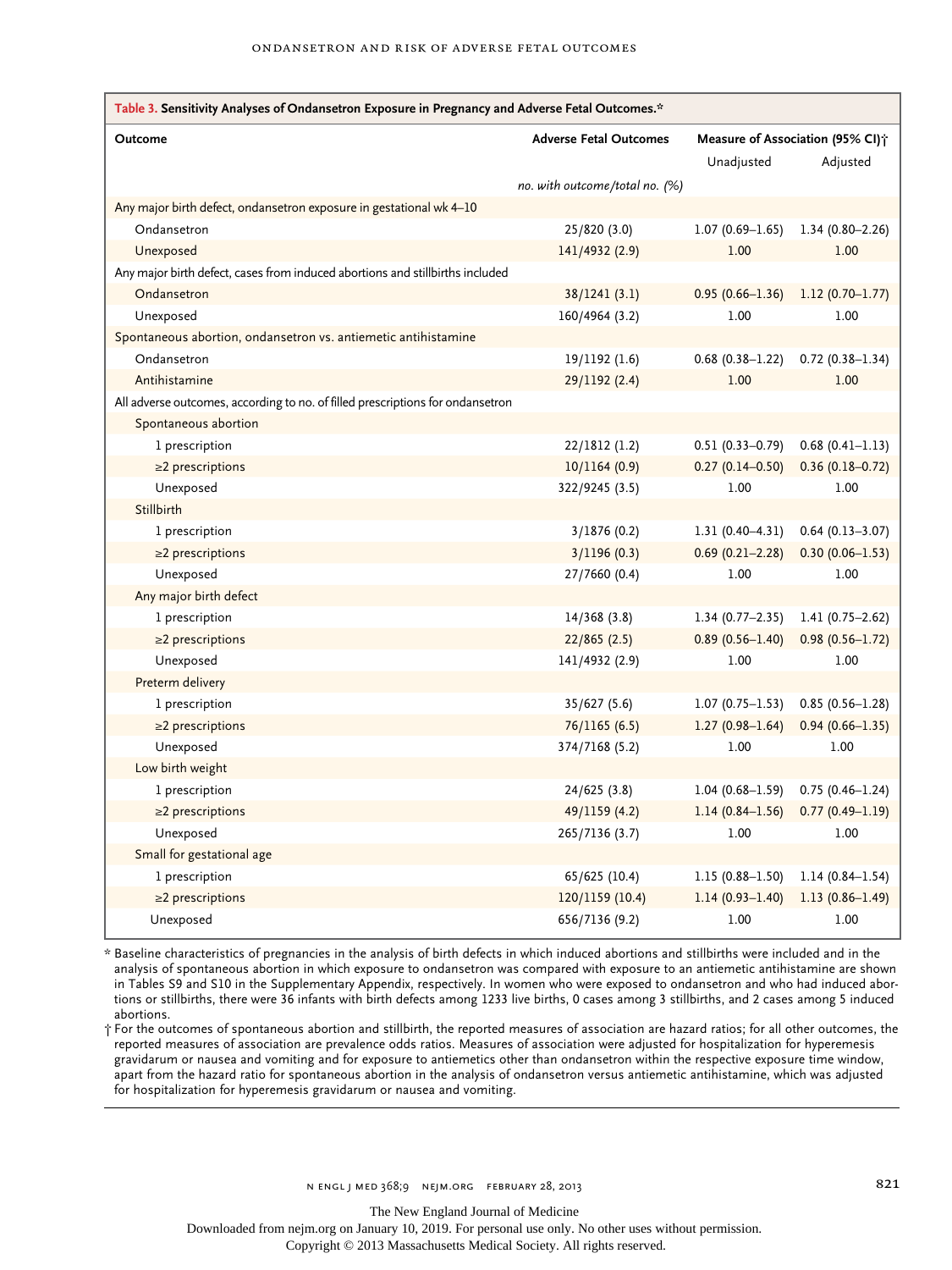**Table 3. Sensitivity Analyses of Ondansetron Exposure in Pregnancy and Adverse Fetal Outcomes.***

| Outcome | Adverse Fetal Outcomes | Measure of Association (95% CI)† | |
|---|---|---|---|
| | | Unadjusted | Adjusted |
| | *no. with outcome/total no. (%)* | | |
| Any major birth defect, ondansetron exposure in gestational wk 4–10 | | | |
| Ondansetron | 25/820 (3.0) | 1.07 (0.69–1.65) | 1.34 (0.80–2.26) |
| Unexposed | 141/4932 (2.9) | 1.00 | 1.00 |
| Any major birth defect, cases from induced abortions and stillbirths included | | | |
| Ondansetron | 38/1241 (3.1) | 0.95 (0.66–1.36) | 1.12 (0.70–1.77) |
| Unexposed | 160/4964 (3.2) | 1.00 | 1.00 |
| Spontaneous abortion, ondansetron vs. antiemetic antihistamine | | | |
| Ondansetron | 19/1192 (1.6) | 0.68 (0.38–1.22) | 0.72 (0.38–1.34) |
| Antihistamine | 29/1192 (2.4) | 1.00 | 1.00 |
| All adverse outcomes, according to no. of filled prescriptions for ondansetron | | | |
| Spontaneous abortion | | | |
| 1 prescription | 22/1812 (1.2) | 0.51 (0.33–0.79) | 0.68 (0.41–1.13) |
| ≥2 prescriptions | 10/1164 (0.9) | 0.27 (0.14–0.50) | 0.36 (0.18–0.72) |
| Unexposed | 322/9245 (3.5) | 1.00 | 1.00 |
| Stillbirth | | | |
| 1 prescription | 3/1876 (0.2) | 1.31 (0.40–4.31) | 0.64 (0.13–3.07) |
| ≥2 prescriptions | 3/1196 (0.3) | 0.69 (0.21–2.28) | 0.30 (0.06–1.53) |
| Unexposed | 27/7660 (0.4) | 1.00 | 1.00 |
| Any major birth defect | | | |
| 1 prescription | 14/368 (3.8) | 1.34 (0.77–2.35) | 1.41 (0.75–2.62) |
| ≥2 prescriptions | 22/865 (2.5) | 0.89 (0.56–1.40) | 0.98 (0.56–1.72) |
| Unexposed | 141/4932 (2.9) | 1.00 | 1.00 |
| Preterm delivery | | | |
| 1 prescription | 35/627 (5.6) | 1.07 (0.75–1.53) | 0.85 (0.56–1.28) |
| ≥2 prescriptions | 76/1165 (6.5) | 1.27 (0.98–1.64) | 0.94 (0.66–1.35) |
| Unexposed | 374/7168 (5.2) | 1.00 | 1.00 |
| Low birth weight | | | |
| 1 prescription | 24/625 (3.8) | 1.04 (0.68–1.59) | 0.75 (0.46–1.24) |
| ≥2 prescriptions | 49/1159 (4.2) | 1.14 (0.84–1.56) | 0.77 (0.49–1.19) |
| Unexposed | 265/7136 (3.7) | 1.00 | 1.00 |
| Small for gestational age | | | |
| 1 prescription | 65/625 (10.4) | 1.15 (0.88–1.50) | 1.14 (0.84–1.54) |
| ≥2 prescriptions | 120/1159 (10.4) | 1.14 (0.93–1.40) | 1.13 (0.86–1.49) |
| Unexposed | 656/7136 (9.2) | 1.00 | 1.00 |

\* Baseline characteristics of pregnancies in the analysis of birth defects in which induced abortions and stillbirths were included and in the analysis of spontaneous abortion in which exposure to ondansetron was compared with exposure to an antiemetic antihistamine are shown in Tables S9 and S10 in the Supplementary Appendix, respectively. In women who were exposed to ondansetron and who had induced abortions or stillbirths, there were 36 infants with birth defects among 1233 live births, 0 cases among 3 stillbirths, and 2 cases among 5 induced abortions.

† For the outcomes of spontaneous abortion and stillbirth, the reported measures of association are hazard ratios; for all other outcomes, the reported measures of association are prevalence odds ratios. Measures of association were adjusted for hospitalization for hyperemesis gravidarum or nausea and vomiting and for exposure to antiemetics other than ondansetron within the respective exposure time window, apart from the hazard ratio for spontaneous abortion in the analysis of ondansetron versus antiemetic antihistamine, which was adjusted for hospitalization for hyperemesis gravidarum or nausea and vomiting.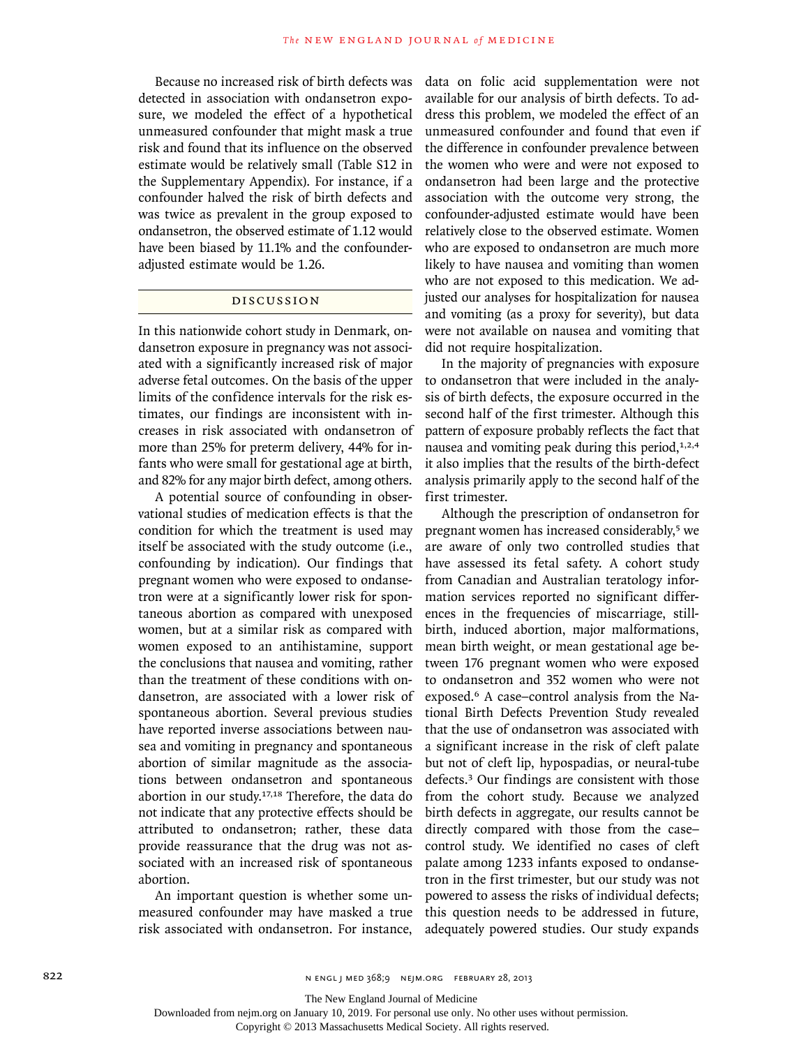Because no increased risk of birth defects was detected in association with ondansetron exposure, we modeled the effect of a hypothetical unmeasured confounder that might mask a true risk and found that its influence on the observed estimate would be relatively small (Table S12 in the Supplementary Appendix). For instance, if a confounder halved the risk of birth defects and was twice as prevalent in the group exposed to ondansetron, the observed estimate of 1.12 would have been biased by 11.1% and the confounder-adjusted estimate would be 1.26.

## DISCUSSION

In this nationwide cohort study in Denmark, ondansetron exposure in pregnancy was not associated with a significantly increased risk of major adverse fetal outcomes. On the basis of the upper limits of the confidence intervals for the risk estimates, our findings are inconsistent with increases in risk associated with ondansetron of more than 25% for preterm delivery, 44% for infants who were small for gestational age at birth, and 82% for any major birth defect, among others.

A potential source of confounding in observational studies of medication effects is that the condition for which the treatment is used may itself be associated with the study outcome (i.e., confounding by indication). Our findings that pregnant women who were exposed to ondansetron were at a significantly lower risk for spontaneous abortion as compared with unexposed women, but at a similar risk as compared with women exposed to an antihistamine, support the conclusions that nausea and vomiting, rather than the treatment of these conditions with ondansetron, are associated with a lower risk of spontaneous abortion. Several previous studies have reported inverse associations between nausea and vomiting in pregnancy and spontaneous abortion of similar magnitude as the associations between ondansetron and spontaneous abortion in our study.[17,18] Therefore, the data do not indicate that any protective effects should be attributed to ondansetron; rather, these data provide reassurance that the drug was not associated with an increased risk of spontaneous abortion.

An important question is whether some unmeasured confounder may have masked a true risk associated with ondansetron. For instance, data on folic acid supplementation were not available for our analysis of birth defects. To address this problem, we modeled the effect of an unmeasured confounder and found that even if the difference in confounder prevalence between the women who were and were not exposed to ondansetron had been large and the protective association with the outcome very strong, the confounder-adjusted estimate would have been relatively close to the observed estimate. Women who are exposed to ondansetron are much more likely to have nausea and vomiting than women who are not exposed to this medication. We adjusted our analyses for hospitalization for nausea and vomiting (as a proxy for severity), but data were not available on nausea and vomiting that did not require hospitalization.

In the majority of pregnancies with exposure to ondansetron that were included in the analysis of birth defects, the exposure occurred in the second half of the first trimester. Although this pattern of exposure probably reflects the fact that nausea and vomiting peak during this period,[1,2,4] it also implies that the results of the birth-defect analysis primarily apply to the second half of the first trimester.

Although the prescription of ondansetron for pregnant women has increased considerably,[5] we are aware of only two controlled studies that have assessed its fetal safety. A cohort study from Canadian and Australian teratology information services reported no significant differences in the frequencies of miscarriage, stillbirth, induced abortion, major malformations, mean birth weight, or mean gestational age between 176 pregnant women who were exposed to ondansetron and 352 women who were not exposed.[6] A case–control analysis from the National Birth Defects Prevention Study revealed that the use of ondansetron was associated with a significant increase in the risk of cleft palate but not of cleft lip, hypospadias, or neural-tube defects.[3] Our findings are consistent with those from the cohort study. Because we analyzed birth defects in aggregate, our results cannot be directly compared with those from the case–control study. We identified no cases of cleft palate among 1233 infants exposed to ondansetron in the first trimester, but our study was not powered to assess the risks of individual defects; this question needs to be addressed in future, adequately powered studies. Our study expands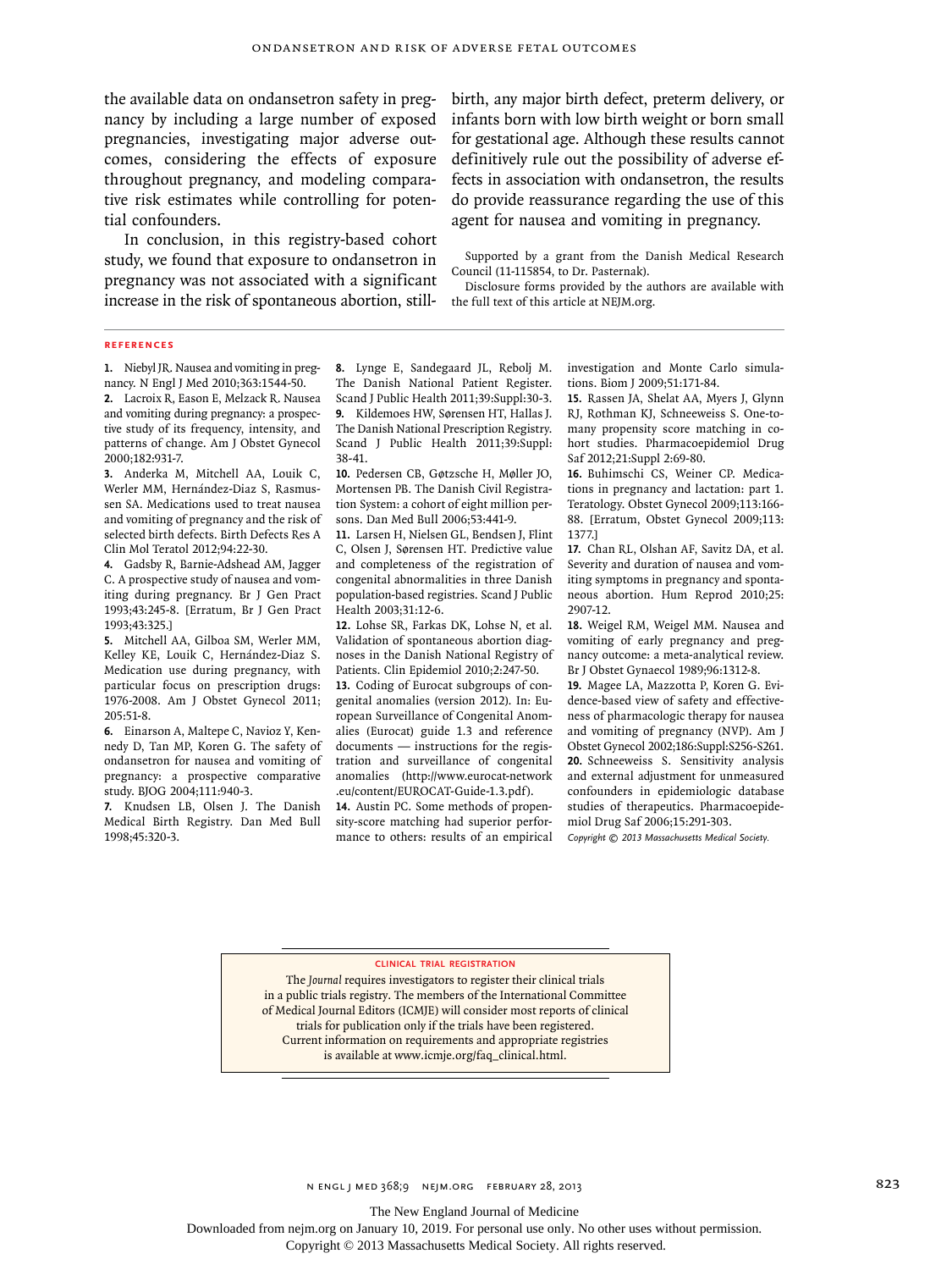the available data on ondansetron safety in pregnancy by including a large number of exposed pregnancies, investigating major adverse outcomes, considering the effects of exposure throughout pregnancy, and modeling comparative risk estimates while controlling for potential confounders.

In conclusion, in this registry-based cohort study, we found that exposure to ondansetron in pregnancy was not associated with a significant increase in the risk of spontaneous abortion, stillbirth, any major birth defect, preterm delivery, or infants born with low birth weight or born small for gestational age. Although these results cannot definitively rule out the possibility of adverse effects in association with ondansetron, the results do provide reassurance regarding the use of this agent for nausea and vomiting in pregnancy.

Supported by a grant from the Danish Medical Research Council (11-115854, to Dr. Pasternak).

Disclosure forms provided by the authors are available with the full text of this article at NEJM.org.

## References

1. Niebyl JR. Nausea and vomiting in pregnancy. N Engl J Med 2010;363:1544-50.
2. Lacroix R, Eason E, Melzack R. Nausea and vomiting during pregnancy: a prospective study of its frequency, intensity, and patterns of change. Am J Obstet Gynecol 2000;182:931-7.
3. Anderka M, Mitchell AA, Louik C, Werler MM, Hernández-Diaz S, Rasmussen SA. Medications used to treat nausea and vomiting of pregnancy and the risk of selected birth defects. Birth Defects Res A Clin Mol Teratol 2012;94:22-30.
4. Gadsby R, Barnie-Adshead AM, Jagger C. A prospective study of nausea and vomiting during pregnancy. Br J Gen Pract 1993;43:245-8. [Erratum, Br J Gen Pract 1993;43:325.]
5. Mitchell AA, Gilboa SM, Werler MM, Kelley KE, Louik C, Hernández-Diaz S. Medication use during pregnancy, with particular focus on prescription drugs: 1976-2008. Am J Obstet Gynecol 2011; 205:51-8.
6. Einarson A, Maltepe C, Navioz Y, Kennedy D, Tan MP, Koren G. The safety of ondansetron for nausea and vomiting of pregnancy: a prospective comparative study. BJOG 2004;111:940-3.
7. Knudsen LB, Olsen J. The Danish Medical Birth Registry. Dan Med Bull 1998;45:320-3.
8. Lynge E, Sandegaard JL, Rebolj M. The Danish National Patient Register. Scand J Public Health 2011;39:Suppl:30-3.
9. Kildemoes HW, Sørensen HT, Hallas J. The Danish National Prescription Registry. Scand J Public Health 2011;39:Suppl: 38-41.
10. Pedersen CB, Gøtzsche H, Møller JO, Mortensen PB. The Danish Civil Registration System: a cohort of eight million persons. Dan Med Bull 2006;53:441-9.
11. Larsen H, Nielsen GL, Bendsen J, Flint C, Olsen J, Sørensen HT. Predictive value and completeness of the registration of congenital abnormalities in three Danish population-based registries. Scand J Public Health 2003;31:12-6.
12. Lohse SR, Farkas DK, Lohse N, et al. Validation of spontaneous abortion diagnoses in the Danish National Registry of Patients. Clin Epidemiol 2010;2:247-50.
13. Coding of Eurocat subgroups of congenital anomalies (version 2012). In: European Surveillance of Congenital Anomalies (Eurocat) guide 1.3 and reference documents — instructions for the registration and surveillance of congenital anomalies (http://www.eurocat-network.eu/content/EUROCAT-Guide-1.3.pdf).
14. Austin PC. Some methods of propensity-score matching had superior performance to others: results of an empirical investigation and Monte Carlo simulations. Biom J 2009;51:171-84.
15. Rassen JA, Shelat AA, Myers J, Glynn RJ, Rothman KJ, Schneeweiss S. One-to-many propensity score matching in cohort studies. Pharmacoepidemiol Drug Saf 2012;21:Suppl 2:69-80.
16. Buhimschi CS, Weiner CP. Medications in pregnancy and lactation: part 1. Teratology. Obstet Gynecol 2009;113:166-88. [Erratum, Obstet Gynecol 2009;113: 1377.]
17. Chan RL, Olshan AF, Savitz DA, et al. Severity and duration of nausea and vomiting symptoms in pregnancy and spontaneous abortion. Hum Reprod 2010;25: 2907-12.
18. Weigel RM, Weigel MM. Nausea and vomiting of early pregnancy and pregnancy outcome: a meta-analytical review. Br J Obstet Gynaecol 1989;96:1312-8.
19. Magee LA, Mazzotta P, Koren G. Evidence-based view of safety and effectiveness of pharmacologic therapy for nausea and vomiting of pregnancy (NVP). Am J Obstet Gynecol 2002;186:Suppl:S256-S261.
20. Schneeweiss S. Sensitivity analysis and external adjustment for unmeasured confounders in epidemiologic database studies of therapeutics. Pharmacoepidemiol Drug Saf 2006;15:291-303.

*Copyright © 2013 Massachusetts Medical Society.*

**CLINICAL TRIAL REGISTRATION**

The *Journal* requires investigators to register their clinical trials in a public trials registry. The members of the International Committee of Medical Journal Editors (ICMJE) will consider most reports of clinical trials for publication only if the trials have been registered. Current information on requirements and appropriate registries is available at www.icmje.org/faq_clinical.html.